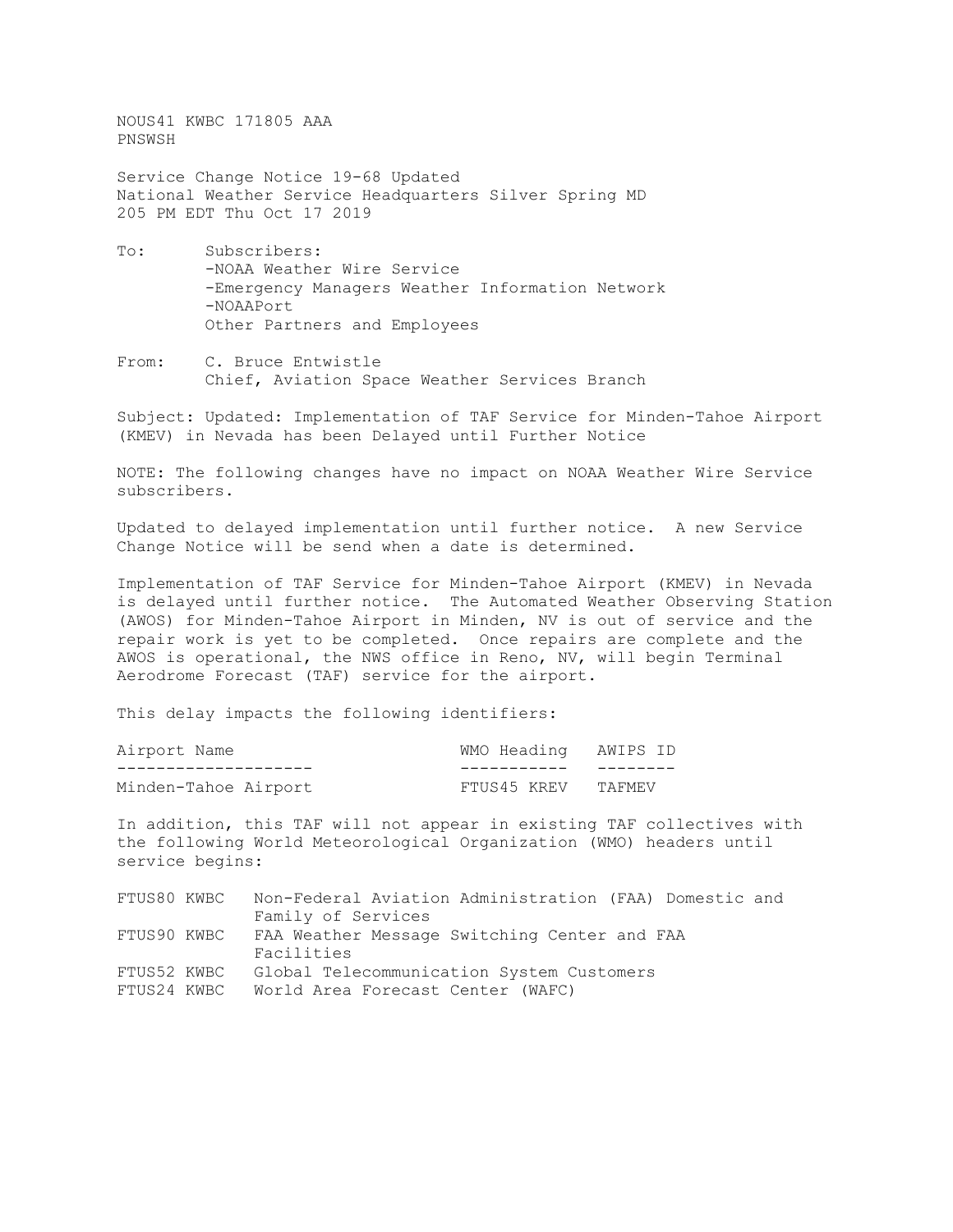NOUS41 KWBC 171805 AAA
PNSWSH

Service Change Notice 19-68 Updated
National Weather Service Headquarters Silver Spring MD
205 PM EDT Thu Oct 17 2019

To: Subscribers:
-NOAA Weather Wire Service
-Emergency Managers Weather Information Network
-NOAAPort
Other Partners and Employees

From: C. Bruce Entwistle
Chief, Aviation Space Weather Services Branch

Subject: Updated: Implementation of TAF Service for Minden-Tahoe Airport (KMEV) in Nevada has been Delayed until Further Notice

NOTE: The following changes have no impact on NOAA Weather Wire Service subscribers.

Updated to delayed implementation until further notice. A new Service Change Notice will be send when a date is determined.

Implementation of TAF Service for Minden-Tahoe Airport (KMEV) in Nevada is delayed until further notice. The Automated Weather Observing Station (AWOS) for Minden-Tahoe Airport in Minden, NV is out of service and the repair work is yet to be completed. Once repairs are complete and the AWOS is operational, the NWS office in Reno, NV, will begin Terminal Aerodrome Forecast (TAF) service for the airport.

This delay impacts the following identifiers:

| Airport Name | WMO Heading | AWIPS ID |
|---|---|---|
| Minden-Tahoe Airport | FTUS45 KREV | TAFMEV |

In addition, this TAF will not appear in existing TAF collectives with the following World Meteorological Organization (WMO) headers until service begins:

| | |
|---|---|
| FTUS80 KWBC | Non-Federal Aviation Administration (FAA) Domestic and Family of Services |
| FTUS90 KWBC | FAA Weather Message Switching Center and FAA Facilities |
| FTUS52 KWBC | Global Telecommunication System Customers |
| FTUS24 KWBC | World Area Forecast Center (WAFC) |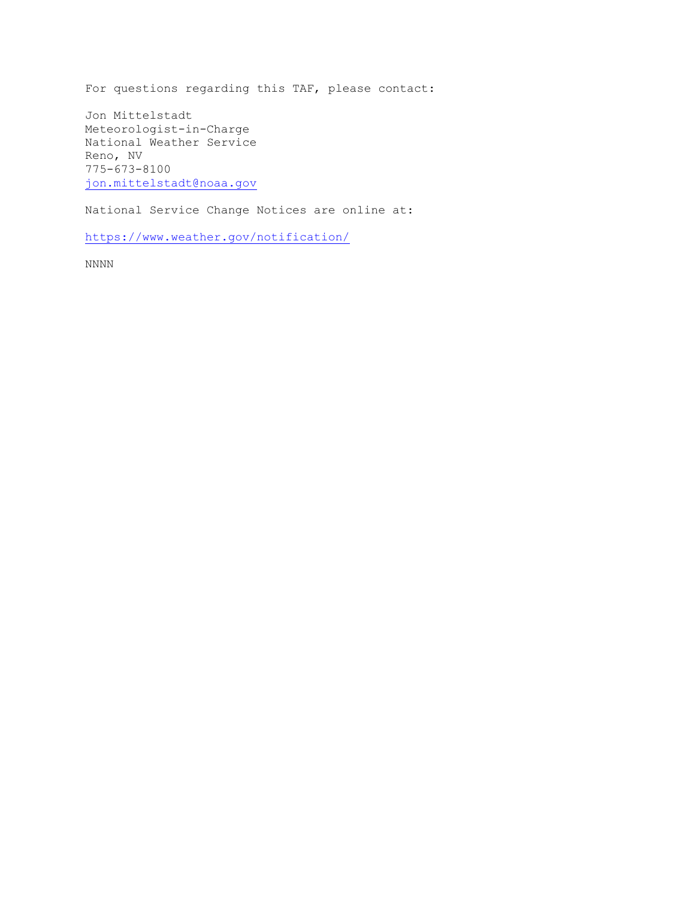For questions regarding this TAF, please contact:

Jon Mittelstadt
Meteorologist-in-Charge
National Weather Service
Reno, NV
775-673-8100
jon.mittelstadt@noaa.gov

National Service Change Notices are online at:

https://www.weather.gov/notification/

NNNN